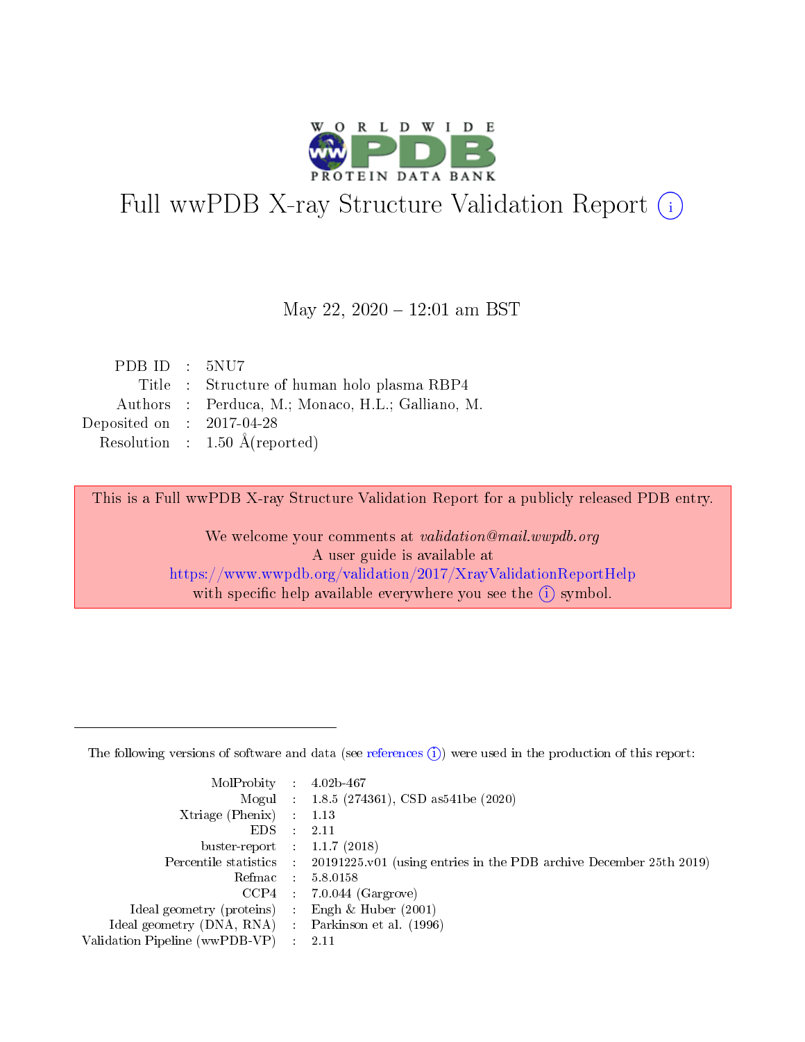# Full wwPDB X-ray Structure Validation Report (i)

May 22, 2020 – 12:01 am BST

| | | |
|---|---|---|
| PDB ID | : | 5NU7 |
| Title | : | Structure of human holo plasma RBP4 |
| Authors | : | Perduca, M.; Monaco, H.L.; Galliano, M. |
| Deposited on | : | 2017-04-28 |
| Resolution | : | 1.50 Å(reported) |

This is a Full wwPDB X-ray Structure Validation Report for a publicly released PDB entry.

We welcome your comments at *validation@mail.wwpdb.org*
A user guide is available at
https://www.wwpdb.org/validation/2017/XrayValidationReportHelp
with specific help available everywhere you see the (i) symbol.

The following versions of software and data (see references (i)) were used in the production of this report:

| | | |
|---|---|---|
| MolProbity | : | 4.02b-467 |
| Mogul | : | 1.8.5 (274361), CSD as541be (2020) |
| Xtriage (Phenix) | : | 1.13 |
| EDS | : | 2.11 |
| buster-report | : | 1.1.7 (2018) |
| Percentile statistics | : | 20191225.v01 (using entries in the PDB archive December 25th 2019) |
| Refmac | : | 5.8.0158 |
| CCP4 | : | 7.0.044 (Gargrove) |
| Ideal geometry (proteins) | : | Engh & Huber (2001) |
| Ideal geometry (DNA, RNA) | : | Parkinson et al. (1996) |
| Validation Pipeline (wwPDB-VP) | : | 2.11 |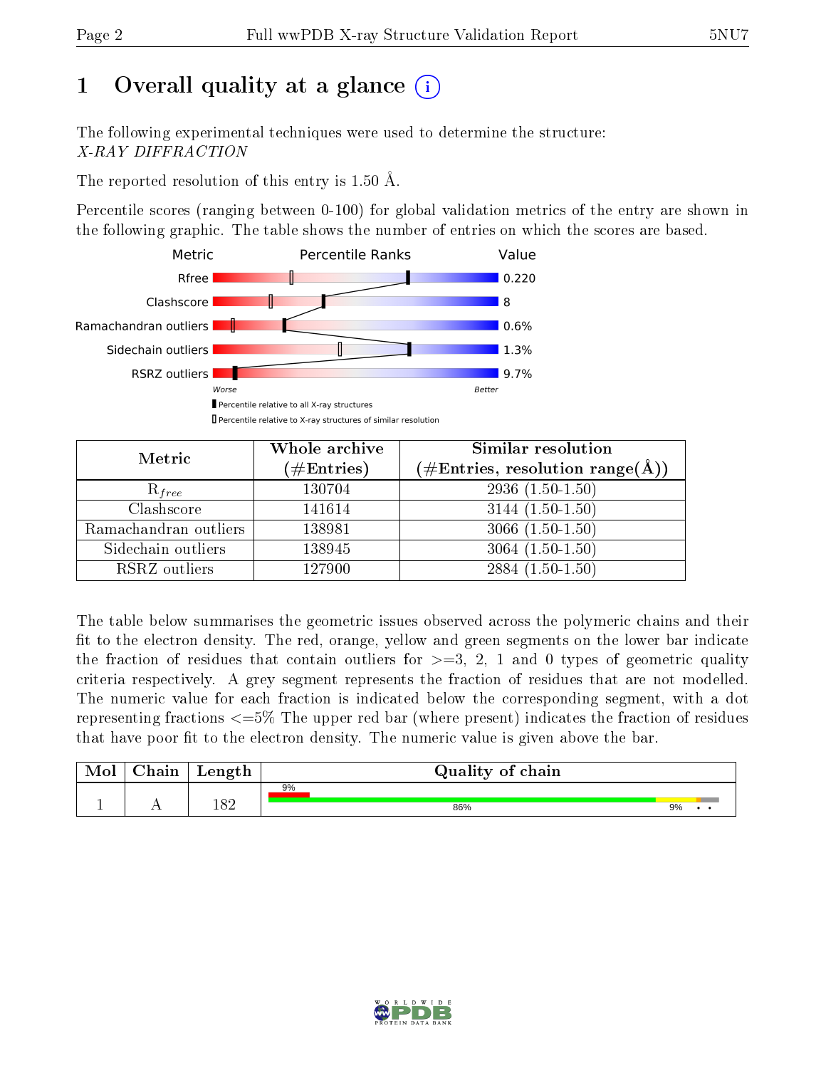# 1 Overall quality at a glance

The following experimental techniques were used to determine the structure:
*X-RAY DIFFRACTION*

The reported resolution of this entry is 1.50 Å.

Percentile scores (ranging between 0-100) for global validation metrics of the entry are shown in the following graphic. The table shows the number of entries on which the scores are based.

| Metric | Value |
|---|---|
| Rfree | 0.220 |
| Clashscore | 8 |
| Ramachandran outliers | 0.6% |
| Sidechain outliers | 1.3% |
| RSRZ outliers | 9.7% |

Worse — Better

▮ Percentile relative to all X-ray structures

▯ Percentile relative to X-ray structures of similar resolution

| Metric | Whole archive (#Entries) | Similar resolution (#Entries, resolution range(Å)) |
|---|---|---|
| $R_{free}$ | 130704 | 2936 (1.50-1.50) |
| Clashscore | 141614 | 3144 (1.50-1.50) |
| Ramachandran outliers | 138981 | 3066 (1.50-1.50) |
| Sidechain outliers | 138945 | 3064 (1.50-1.50) |
| RSRZ outliers | 127900 | 2884 (1.50-1.50) |

The table below summarises the geometric issues observed across the polymeric chains and their fit to the electron density. The red, orange, yellow and green segments on the lower bar indicate the fraction of residues that contain outliers for >=3, 2, 1 and 0 types of geometric quality criteria respectively. A grey segment represents the fraction of residues that are not modelled. The numeric value for each fraction is indicated below the corresponding segment, with a dot representing fractions <=5% The upper red bar (where present) indicates the fraction of residues that have poor fit to the electron density. The numeric value is given above the bar.

| Mol | Chain | Length | Quality of chain |
|---|---|---|---|
| 1 | A | 182 | 9% (poor fit); 86%, 9%, •, • |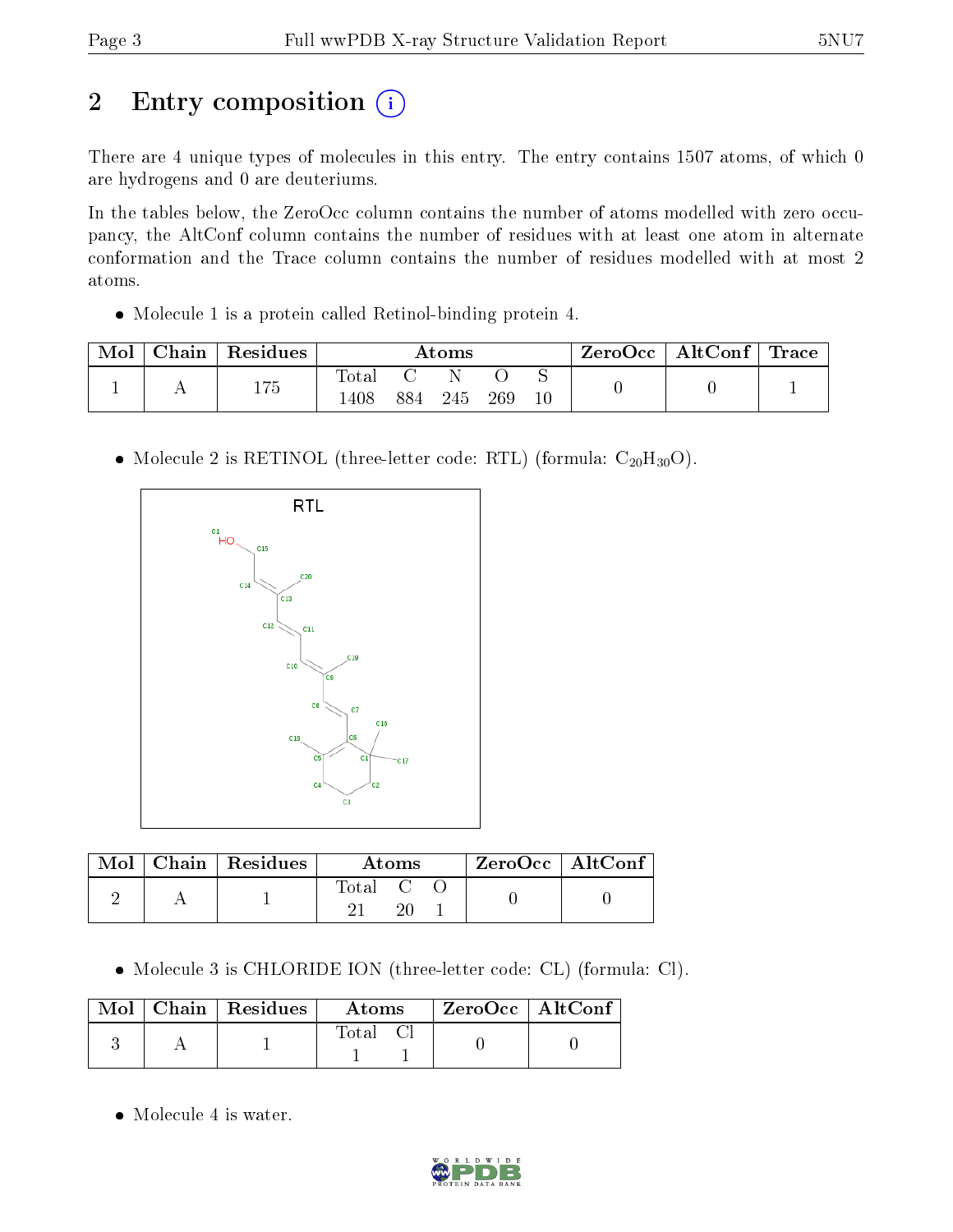# 2 Entry composition

There are 4 unique types of molecules in this entry. The entry contains 1507 atoms, of which 0 are hydrogens and 0 are deuteriums.

In the tables below, the ZeroOcc column contains the number of atoms modelled with zero occupancy, the AltConf column contains the number of residues with at least one atom in alternate conformation and the Trace column contains the number of residues modelled with at most 2 atoms.

- Molecule 1 is a protein called Retinol-binding protein 4.

| Mol | Chain | Residues | Atoms | | | | | ZeroOcc | AltConf | Trace |
|---|---|---|---|---|---|---|---|---|---|---|
| | | | Total | C | N | O | S | | | |
| 1 | A | 175 | 1408 | 884 | 245 | 269 | 10 | 0 | 0 | 1 |

- Molecule 2 is RETINOL (three-letter code: RTL) (formula: $C_{20}H_{30}O$).

| Mol | Chain | Residues | Atoms | | | ZeroOcc | AltConf |
|---|---|---|---|---|---|---|---|
| | | | Total | C | O | | |
| 2 | A | 1 | 21 | 20 | 1 | 0 | 0 |

- Molecule 3 is CHLORIDE ION (three-letter code: CL) (formula: Cl).

| Mol | Chain | Residues | Atoms | | ZeroOcc | AltConf |
|---|---|---|---|---|---|---|
| | | | Total | Cl | | |
| 3 | A | 1 | 1 | 1 | 0 | 0 |

- Molecule 4 is water.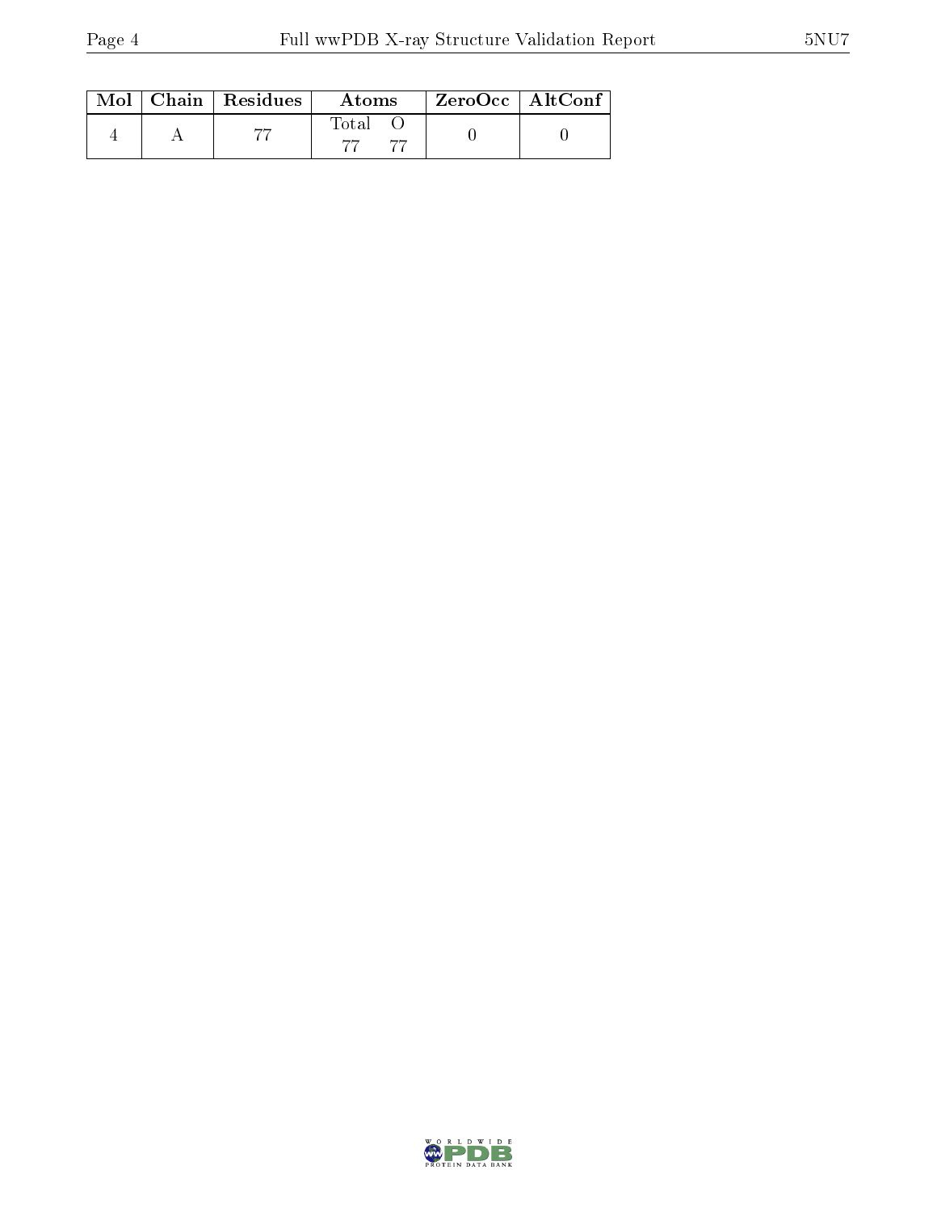| Mol | Chain | Residues | Atoms | | ZeroOcc | AltConf |
|---|---|---|---|---|---|---|
| | | | Total | O | | |
| 4 | A | 77 | 77 | 77 | 0 | 0 |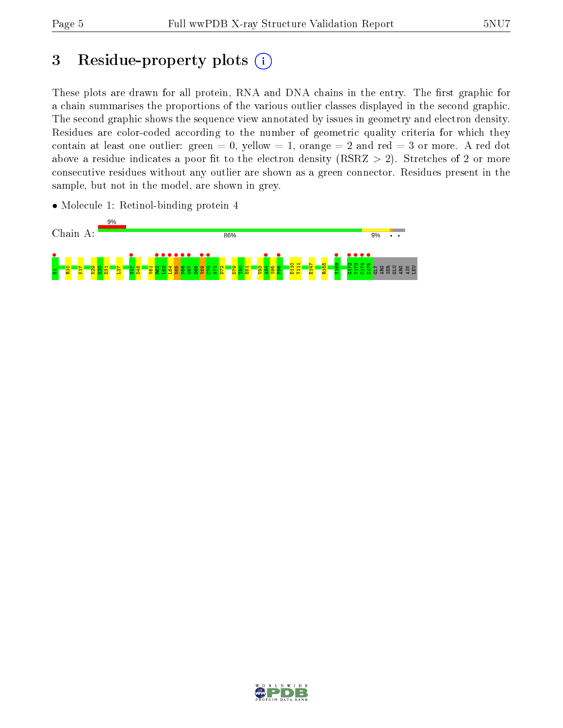# 3 Residue-property plots

These plots are drawn for all protein, RNA and DNA chains in the entry. The first graphic for a chain summarises the proportions of the various outlier classes displayed in the second graphic. The second graphic shows the sequence view annotated by issues in geometry and electron density. Residues are color-coded according to the number of geometric quality criteria for which they contain at least one outlier: green = 0, yellow = 1, orange = 2 and red = 3 or more. A red dot above a residue indicates a poor fit to the electron density (RSRZ > 2). Stretches of 2 or more consecutive residues without any outlier are shown as a green connector. Residues present in the sample, but not in the model, are shown in grey.

- Molecule 1: Retinol-binding protein 4

Chain A: 9% | 86% | 9% • •

E1 R10 K17 K29 K30 D31 L37 V47 D48 V61 R62 L63 L64 N65 N66 W67 D68 V69 C70 A71 D72 D79 T80 E81 V93 A94 S95 F96 D110 Y111 E147 R155 V169 G172 Y173 C174 D175 GLY ARG SER GLU ARG ASN LEU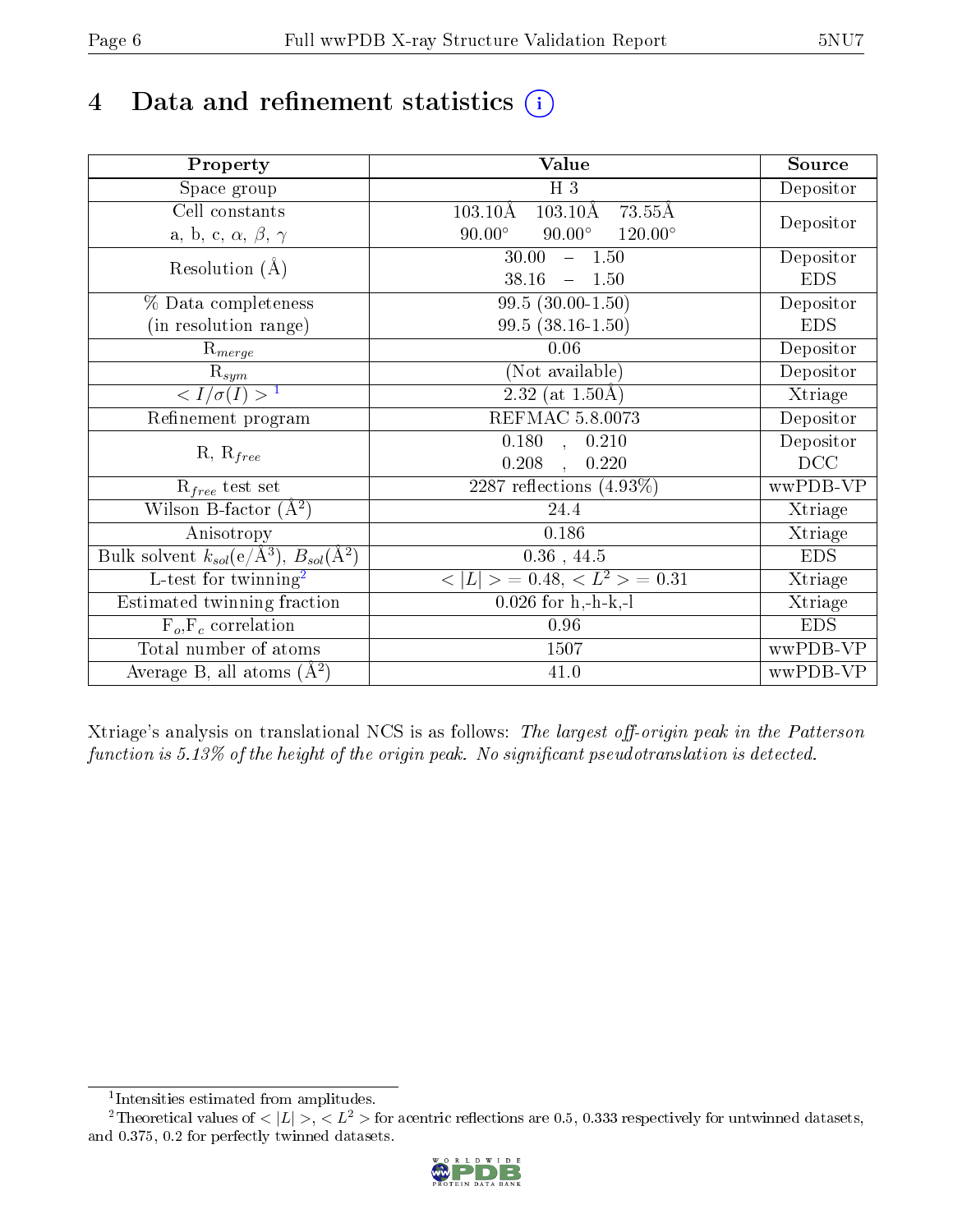# 4 Data and refinement statistics (i)

| Property | Value | Source |
|---|---|---|
| Space group | H 3 | Depositor |
| Cell constants<br>a, b, c, $\alpha$, $\beta$, $\gamma$ | 103.10Å 103.10Å 73.55Å<br>90.00° 90.00° 120.00° | Depositor |
| Resolution (Å) | 30.00 – 1.50<br>38.16 – 1.50 | Depositor<br>EDS |
| % Data completeness<br>(in resolution range) | 99.5 (30.00-1.50)<br>99.5 (38.16-1.50) | Depositor<br>EDS |
| $R_{merge}$ | 0.06 | Depositor |
| $R_{sym}$ | (Not available) | Depositor |
| $< I/\sigma(I) >$ [1] | 2.32 (at 1.50Å) | Xtriage |
| Refinement program | REFMAC 5.8.0073 | Depositor |
| R, $R_{free}$ | 0.180 , 0.210<br>0.208 , 0.220 | Depositor<br>DCC |
| $R_{free}$ test set | 2287 reflections (4.93%) | wwPDB-VP |
| Wilson B-factor (Å$^2$) | 24.4 | Xtriage |
| Anisotropy | 0.186 | Xtriage |
| Bulk solvent $k_{sol}$(e/Å$^3$), $B_{sol}$(Å$^2$) | 0.36 , 44.5 | EDS |
| L-test for twinning[2] | $< \|L\| > = 0.48$, $< L^2 > = 0.31$ | Xtriage |
| Estimated twinning fraction | 0.026 for h,-h-k,-l | Xtriage |
| $F_o$,$F_c$ correlation | 0.96 | EDS |
| Total number of atoms | 1507 | wwPDB-VP |
| Average B, all atoms (Å$^2$) | 41.0 | wwPDB-VP |

Xtriage's analysis on translational NCS is as follows: *The largest off-origin peak in the Patterson function is 5.13% of the height of the origin peak. No significant pseudotranslation is detected.*

[1] Intensities estimated from amplitudes.

[2] Theoretical values of $< |L| >$, $< L^2 >$ for acentric reflections are 0.5, 0.333 respectively for untwinned datasets, and 0.375, 0.2 for perfectly twinned datasets.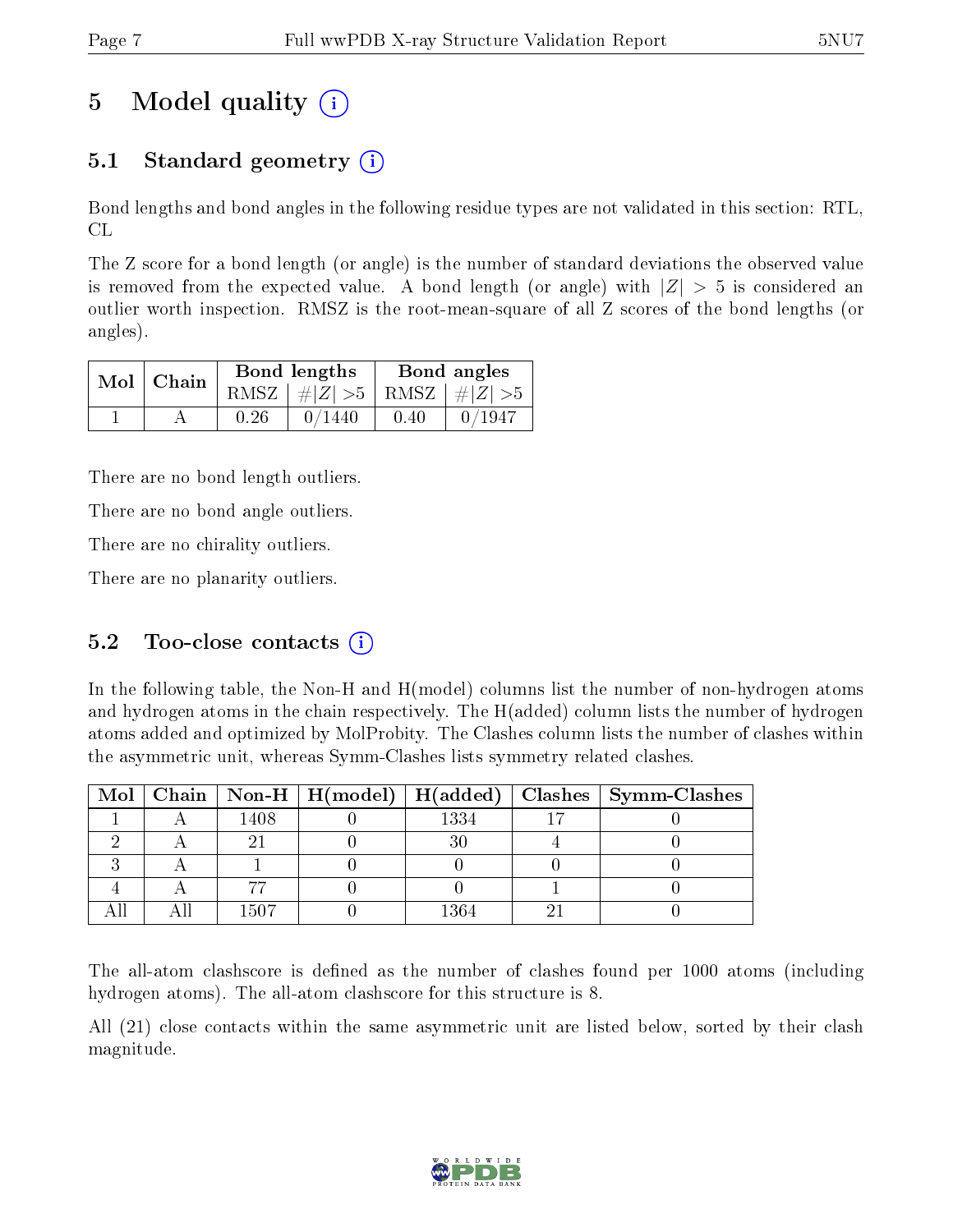# 5 Model quality (i)

## 5.1 Standard geometry (i)

Bond lengths and bond angles in the following residue types are not validated in this section: RTL, CL

The Z score for a bond length (or angle) is the number of standard deviations the observed value is removed from the expected value. A bond length (or angle) with $|Z| > 5$ is considered an outlier worth inspection. RMSZ is the root-mean-square of all Z scores of the bond lengths (or angles).

| Mol | Chain | Bond lengths | | Bond angles | |
|---|---|---|---|---|---|
| | | RMSZ | $\#\|Z\| > 5$ | RMSZ | $\#\|Z\| > 5$ |
| 1 | A | 0.26 | 0/1440 | 0.40 | 0/1947 |

There are no bond length outliers.

There are no bond angle outliers.

There are no chirality outliers.

There are no planarity outliers.

## 5.2 Too-close contacts (i)

In the following table, the Non-H and H(model) columns list the number of non-hydrogen atoms and hydrogen atoms in the chain respectively. The H(added) column lists the number of hydrogen atoms added and optimized by MolProbity. The Clashes column lists the number of clashes within the asymmetric unit, whereas Symm-Clashes lists symmetry related clashes.

| Mol | Chain | Non-H | H(model) | H(added) | Clashes | Symm-Clashes |
|---|---|---|---|---|---|---|
| 1 | A | 1408 | 0 | 1334 | 17 | 0 |
| 2 | A | 21 | 0 | 30 | 4 | 0 |
| 3 | A | 1 | 0 | 0 | 0 | 0 |
| 4 | A | 77 | 0 | 0 | 1 | 0 |
| All | All | 1507 | 0 | 1364 | 21 | 0 |

The all-atom clashscore is defined as the number of clashes found per 1000 atoms (including hydrogen atoms). The all-atom clashscore for this structure is 8.

All (21) close contacts within the same asymmetric unit are listed below, sorted by their clash magnitude.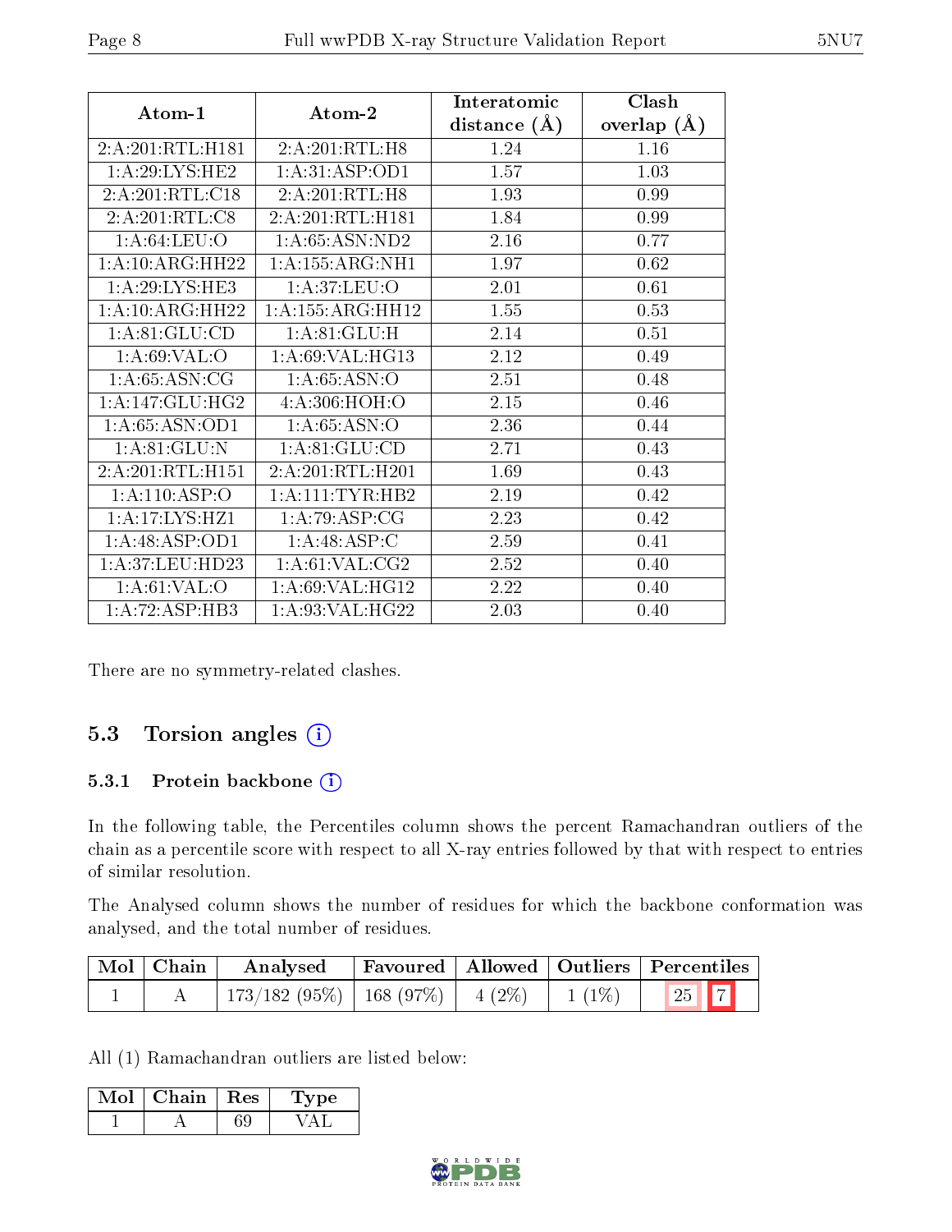| Atom-1 | Atom-2 | Interatomic distance (Å) | Clash overlap (Å) |
|---|---|---|---|
| 2:A:201:RTL:H181 | 2:A:201:RTL:H8 | 1.24 | 1.16 |
| 1:A:29:LYS:HE2 | 1:A:31:ASP:OD1 | 1.57 | 1.03 |
| 2:A:201:RTL:C18 | 2:A:201:RTL:H8 | 1.93 | 0.99 |
| 2:A:201:RTL:C8 | 2:A:201:RTL:H181 | 1.84 | 0.99 |
| 1:A:64:LEU:O | 1:A:65:ASN:ND2 | 2.16 | 0.77 |
| 1:A:10:ARG:HH22 | 1:A:155:ARG:NH1 | 1.97 | 0.62 |
| 1:A:29:LYS:HE3 | 1:A:37:LEU:O | 2.01 | 0.61 |
| 1:A:10:ARG:HH22 | 1:A:155:ARG:HH12 | 1.55 | 0.53 |
| 1:A:81:GLU:CD | 1:A:81:GLU:H | 2.14 | 0.51 |
| 1:A:69:VAL:O | 1:A:69:VAL:HG13 | 2.12 | 0.49 |
| 1:A:65:ASN:CG | 1:A:65:ASN:O | 2.51 | 0.48 |
| 1:A:147:GLU:HG2 | 4:A:306:HOH:O | 2.15 | 0.46 |
| 1:A:65:ASN:OD1 | 1:A:65:ASN:O | 2.36 | 0.44 |
| 1:A:81:GLU:N | 1:A:81:GLU:CD | 2.71 | 0.43 |
| 2:A:201:RTL:H151 | 2:A:201:RTL:H201 | 1.69 | 0.43 |
| 1:A:110:ASP:O | 1:A:111:TYR:HB2 | 2.19 | 0.42 |
| 1:A:17:LYS:HZ1 | 1:A:79:ASP:CG | 2.23 | 0.42 |
| 1:A:48:ASP:OD1 | 1:A:48:ASP:C | 2.59 | 0.41 |
| 1:A:37:LEU:HD23 | 1:A:61:VAL:CG2 | 2.52 | 0.40 |
| 1:A:61:VAL:O | 1:A:69:VAL:HG12 | 2.22 | 0.40 |
| 1:A:72:ASP:HB3 | 1:A:93:VAL:HG22 | 2.03 | 0.40 |

There are no symmetry-related clashes.

## 5.3 Torsion angles

### 5.3.1 Protein backbone

In the following table, the Percentiles column shows the percent Ramachandran outliers of the chain as a percentile score with respect to all X-ray entries followed by that with respect to entries of similar resolution.

The Analysed column shows the number of residues for which the backbone conformation was analysed, and the total number of residues.

| Mol | Chain | Analysed | Favoured | Allowed | Outliers | Percentiles | |
|---|---|---|---|---|---|---|---|
| 1 | A | 173/182 (95%) | 168 (97%) | 4 (2%) | 1 (1%) | 25 | 7 |

All (1) Ramachandran outliers are listed below:

| Mol | Chain | Res | Type |
|---|---|---|---|
| 1 | A | 69 | VAL |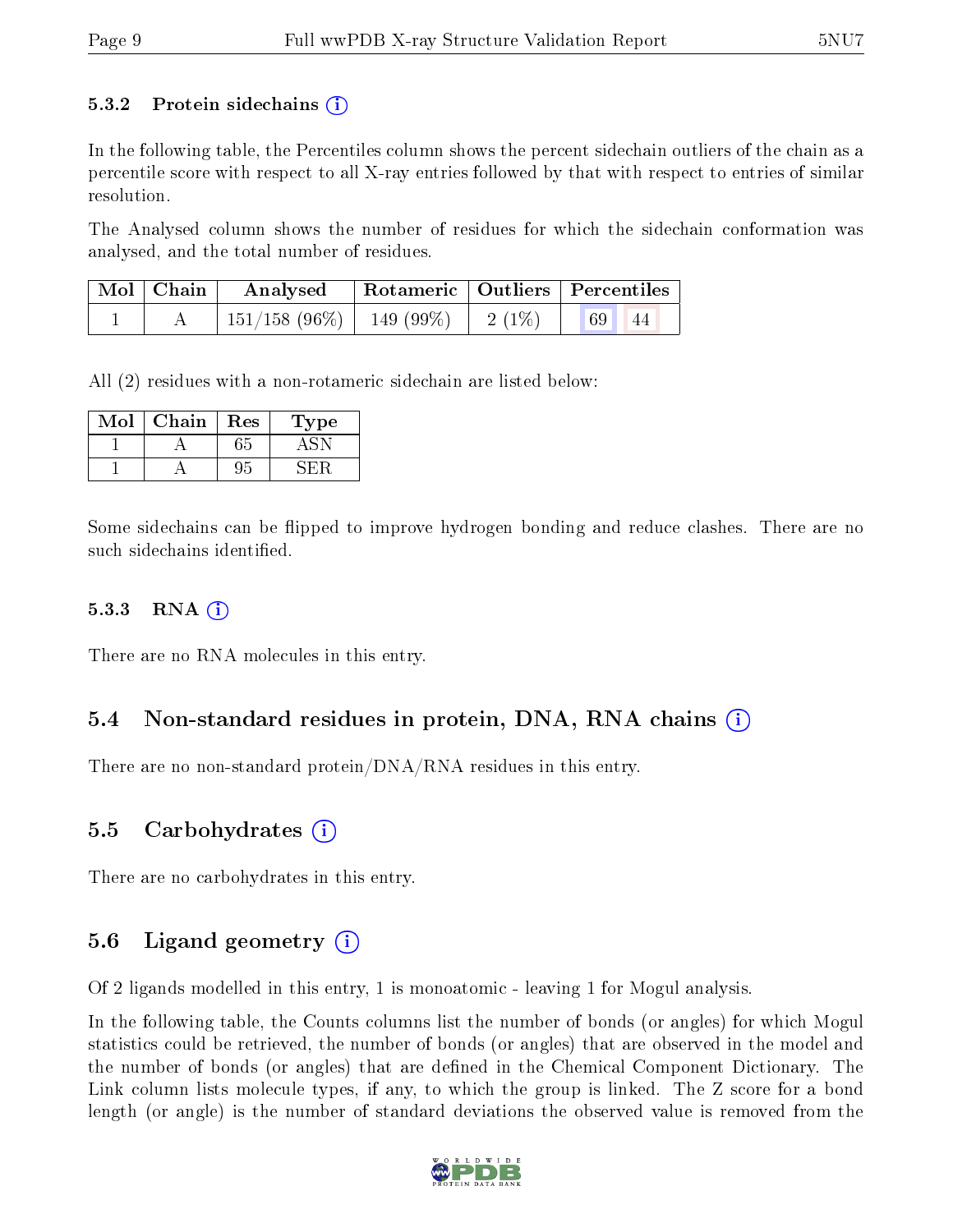### 5.3.2 Protein sidechains (i)

In the following table, the Percentiles column shows the percent sidechain outliers of the chain as a percentile score with respect to all X-ray entries followed by that with respect to entries of similar resolution.

The Analysed column shows the number of residues for which the sidechain conformation was analysed, and the total number of residues.

| Mol | Chain | Analysed | Rotameric | Outliers | Percentiles | |
|---|---|---|---|---|---|---|
| 1 | A | 151/158 (96%) | 149 (99%) | 2 (1%) | 69 | 44 |

All (2) residues with a non-rotameric sidechain are listed below:

| Mol | Chain | Res | Type |
|---|---|---|---|
| 1 | A | 65 | ASN |
| 1 | A | 95 | SER |

Some sidechains can be flipped to improve hydrogen bonding and reduce clashes. There are no such sidechains identified.

### 5.3.3 RNA (i)

There are no RNA molecules in this entry.

## 5.4 Non-standard residues in protein, DNA, RNA chains (i)

There are no non-standard protein/DNA/RNA residues in this entry.

## 5.5 Carbohydrates (i)

There are no carbohydrates in this entry.

## 5.6 Ligand geometry (i)

Of 2 ligands modelled in this entry, 1 is monoatomic - leaving 1 for Mogul analysis.

In the following table, the Counts columns list the number of bonds (or angles) for which Mogul statistics could be retrieved, the number of bonds (or angles) that are observed in the model and the number of bonds (or angles) that are defined in the Chemical Component Dictionary. The Link column lists molecule types, if any, to which the group is linked. The Z score for a bond length (or angle) is the number of standard deviations the observed value is removed from the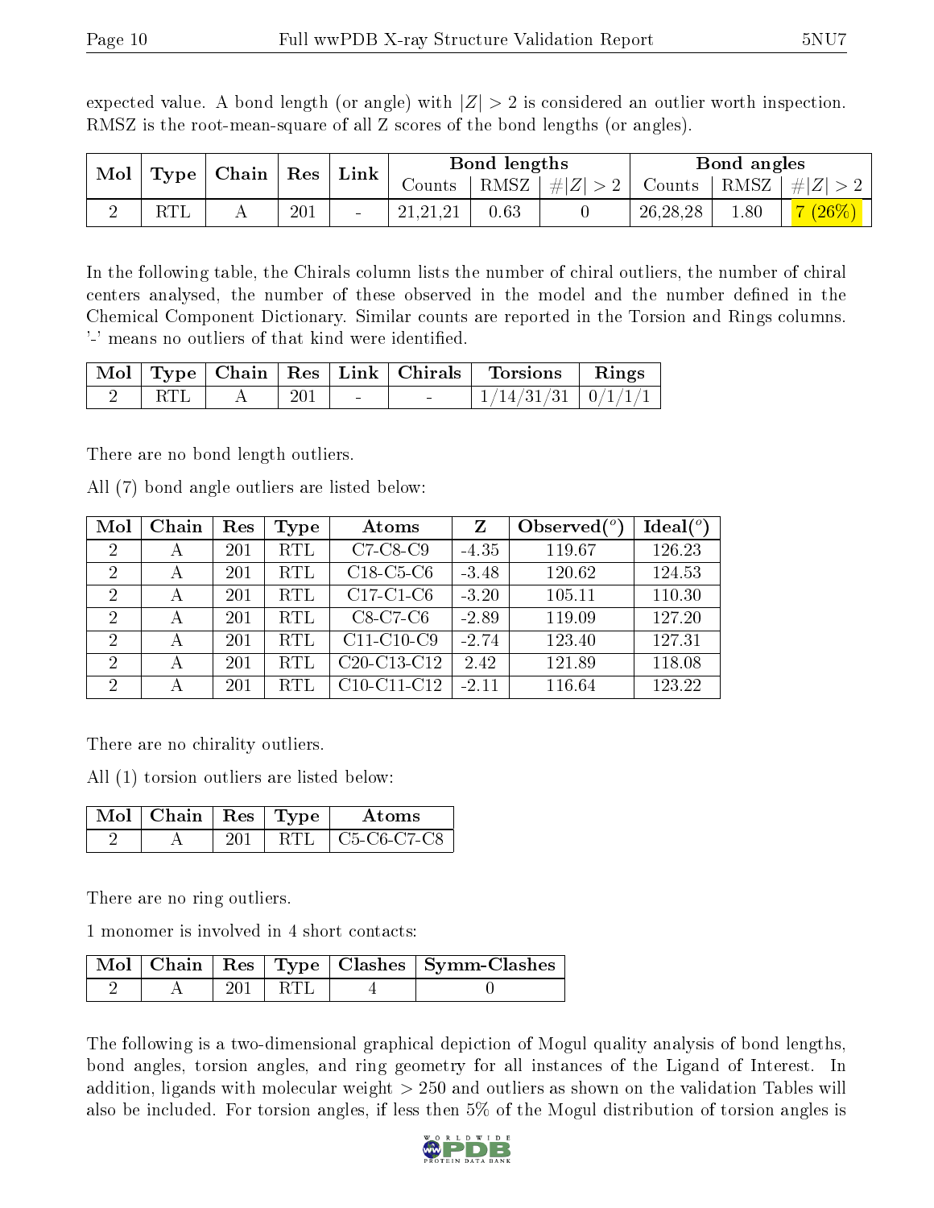expected value. A bond length (or angle) with $|Z| > 2$ is considered an outlier worth inspection. RMSZ is the root-mean-square of all Z scores of the bond lengths (or angles).

| Mol | Type | Chain | Res | Link | Bond lengths | | | Bond angles | | |
|---|---|---|---|---|---|---|---|---|---|---|
| | | | | | Counts | RMSZ | $\#\|Z\| > 2$ | Counts | RMSZ | $\#\|Z\| > 2$ |
| 2 | RTL | A | 201 | - | 21,21,21 | 0.63 | 0 | 26,28,28 | 1.80 | 7 (26%) |

In the following table, the Chirals column lists the number of chiral outliers, the number of chiral centers analysed, the number of these observed in the model and the number defined in the Chemical Component Dictionary. Similar counts are reported in the Torsion and Rings columns. '-' means no outliers of that kind were identified.

| Mol | Type | Chain | Res | Link | Chirals | Torsions | Rings |
|---|---|---|---|---|---|---|---|
| 2 | RTL | A | 201 | - | - | 1/14/31/31 | 0/1/1/1 |

There are no bond length outliers.

All (7) bond angle outliers are listed below:

| Mol | Chain | Res | Type | Atoms | Z | Observed($^o$) | Ideal($^o$) |
|---|---|---|---|---|---|---|---|
| 2 | A | 201 | RTL | C7-C8-C9 | -4.35 | 119.67 | 126.23 |
| 2 | A | 201 | RTL | C18-C5-C6 | -3.48 | 120.62 | 124.53 |
| 2 | A | 201 | RTL | C17-C1-C6 | -3.20 | 105.11 | 110.30 |
| 2 | A | 201 | RTL | C8-C7-C6 | -2.89 | 119.09 | 127.20 |
| 2 | A | 201 | RTL | C11-C10-C9 | -2.74 | 123.40 | 127.31 |
| 2 | A | 201 | RTL | C20-C13-C12 | 2.42 | 121.89 | 118.08 |
| 2 | A | 201 | RTL | C10-C11-C12 | -2.11 | 116.64 | 123.22 |

There are no chirality outliers.

All (1) torsion outliers are listed below:

| Mol | Chain | Res | Type | Atoms |
|---|---|---|---|---|
| 2 | A | 201 | RTL | C5-C6-C7-C8 |

There are no ring outliers.

1 monomer is involved in 4 short contacts:

| Mol | Chain | Res | Type | Clashes | Symm-Clashes |
|---|---|---|---|---|---|
| 2 | A | 201 | RTL | 4 | 0 |

The following is a two-dimensional graphical depiction of Mogul quality analysis of bond lengths, bond angles, torsion angles, and ring geometry for all instances of the Ligand of Interest. In addition, ligands with molecular weight > 250 and outliers as shown on the validation Tables will also be included. For torsion angles, if less then 5% of the Mogul distribution of torsion angles is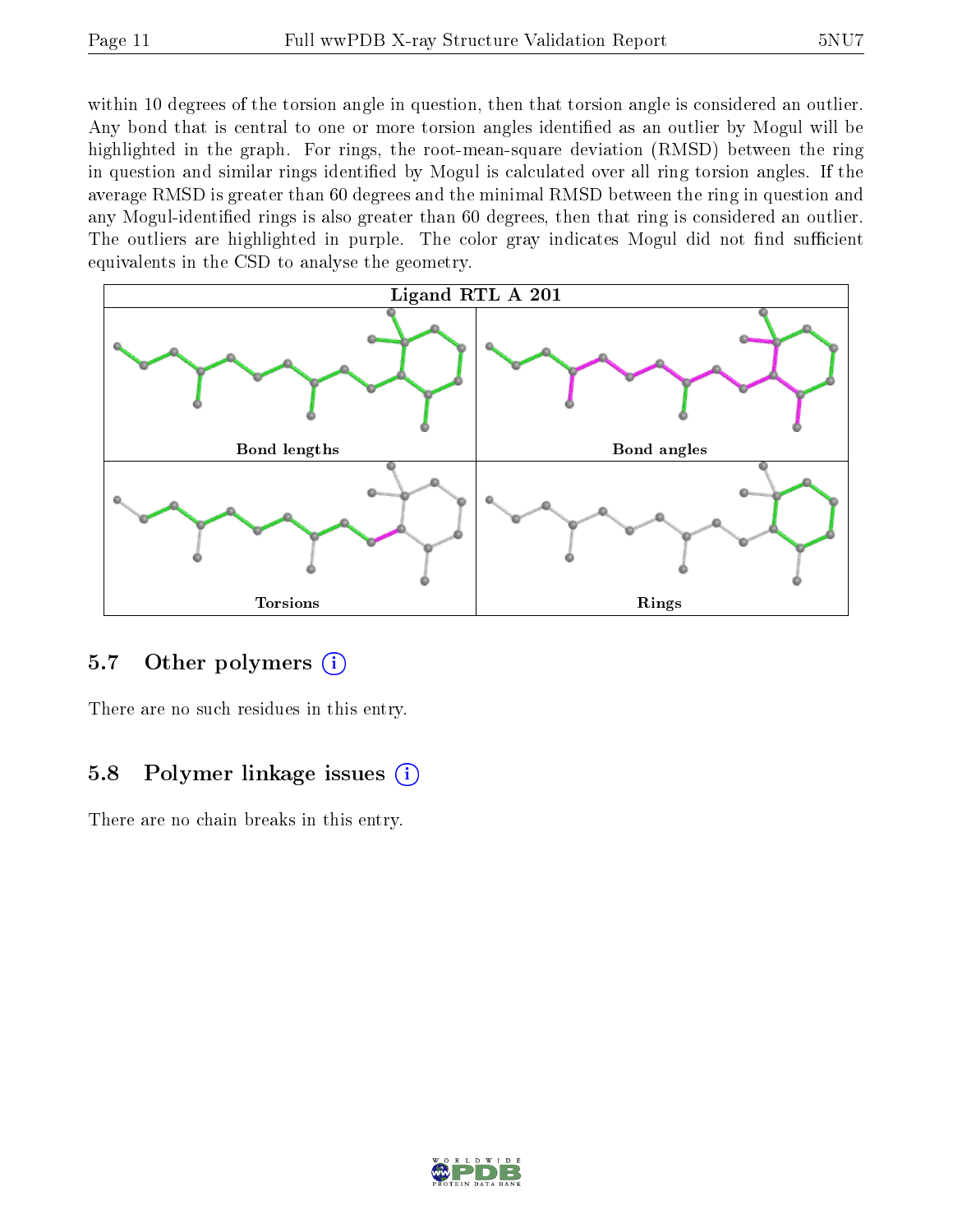within 10 degrees of the torsion angle in question, then that torsion angle is considered an outlier. Any bond that is central to one or more torsion angles identified as an outlier by Mogul will be highlighted in the graph. For rings, the root-mean-square deviation (RMSD) between the ring in question and similar rings identified by Mogul is calculated over all ring torsion angles. If the average RMSD is greater than 60 degrees and the minimal RMSD between the ring in question and any Mogul-identified rings is also greater than 60 degrees, then that ring is considered an outlier. The outliers are highlighted in purple. The color gray indicates Mogul did not find sufficient equivalents in the CSD to analyse the geometry.

Ligand RTL A 201

Bond lengths

Bond angles

Torsions

Rings

## 5.7 Other polymers

There are no such residues in this entry.

## 5.8 Polymer linkage issues

There are no chain breaks in this entry.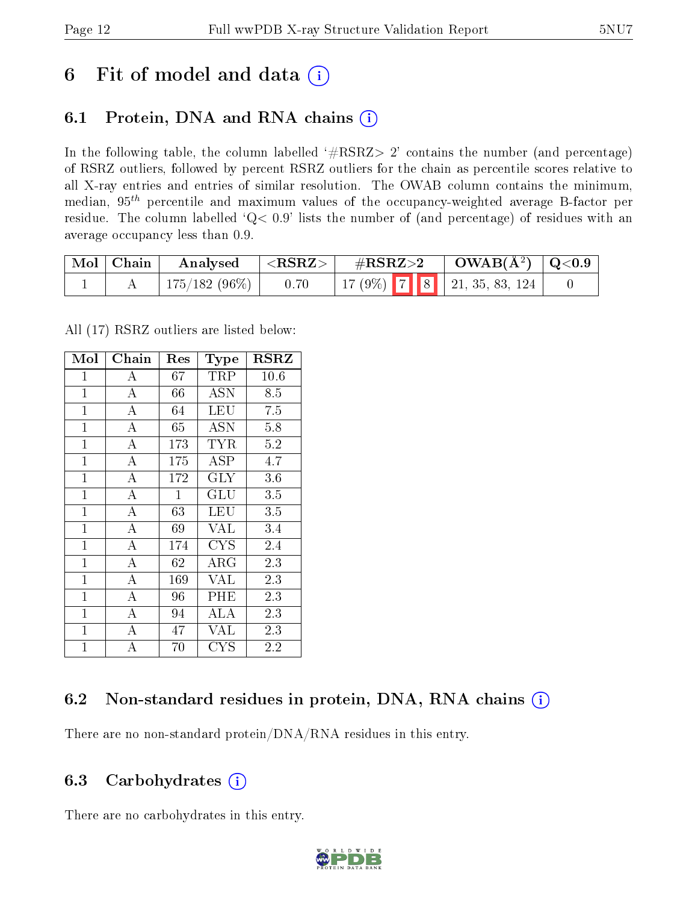# 6 Fit of model and data (i)

## 6.1 Protein, DNA and RNA chains (i)

In the following table, the column labelled '#RSRZ> 2' contains the number (and percentage) of RSRZ outliers, followed by percent RSRZ outliers for the chain as percentile scores relative to all X-ray entries and entries of similar resolution. The OWAB column contains the minimum, median, $95^{th}$ percentile and maximum values of the occupancy-weighted average B-factor per residue. The column labelled 'Q< 0.9' lists the number of (and percentage) of residues with an average occupancy less than 0.9.

| Mol | Chain | Analysed | <RSRZ> | #RSRZ>2 | | | OWAB(Å$^2$) | Q<0.9 |
|---|---|---|---|---|---|---|---|---|
| 1 | A | 175/182 (96%) | 0.70 | 17 (9%) | 7 | 8 | 21, 35, 83, 124 | 0 |

All (17) RSRZ outliers are listed below:

| Mol | Chain | Res | Type | RSRZ |
|---|---|---|---|---|
| 1 | A | 67 | TRP | 10.6 |
| 1 | A | 66 | ASN | 8.5 |
| 1 | A | 64 | LEU | 7.5 |
| 1 | A | 65 | ASN | 5.8 |
| 1 | A | 173 | TYR | 5.2 |
| 1 | A | 175 | ASP | 4.7 |
| 1 | A | 172 | GLY | 3.6 |
| 1 | A | 1 | GLU | 3.5 |
| 1 | A | 63 | LEU | 3.5 |
| 1 | A | 69 | VAL | 3.4 |
| 1 | A | 174 | CYS | 2.4 |
| 1 | A | 62 | ARG | 2.3 |
| 1 | A | 169 | VAL | 2.3 |
| 1 | A | 96 | PHE | 2.3 |
| 1 | A | 94 | ALA | 2.3 |
| 1 | A | 47 | VAL | 2.3 |
| 1 | A | 70 | CYS | 2.2 |

## 6.2 Non-standard residues in protein, DNA, RNA chains (i)

There are no non-standard protein/DNA/RNA residues in this entry.

## 6.3 Carbohydrates (i)

There are no carbohydrates in this entry.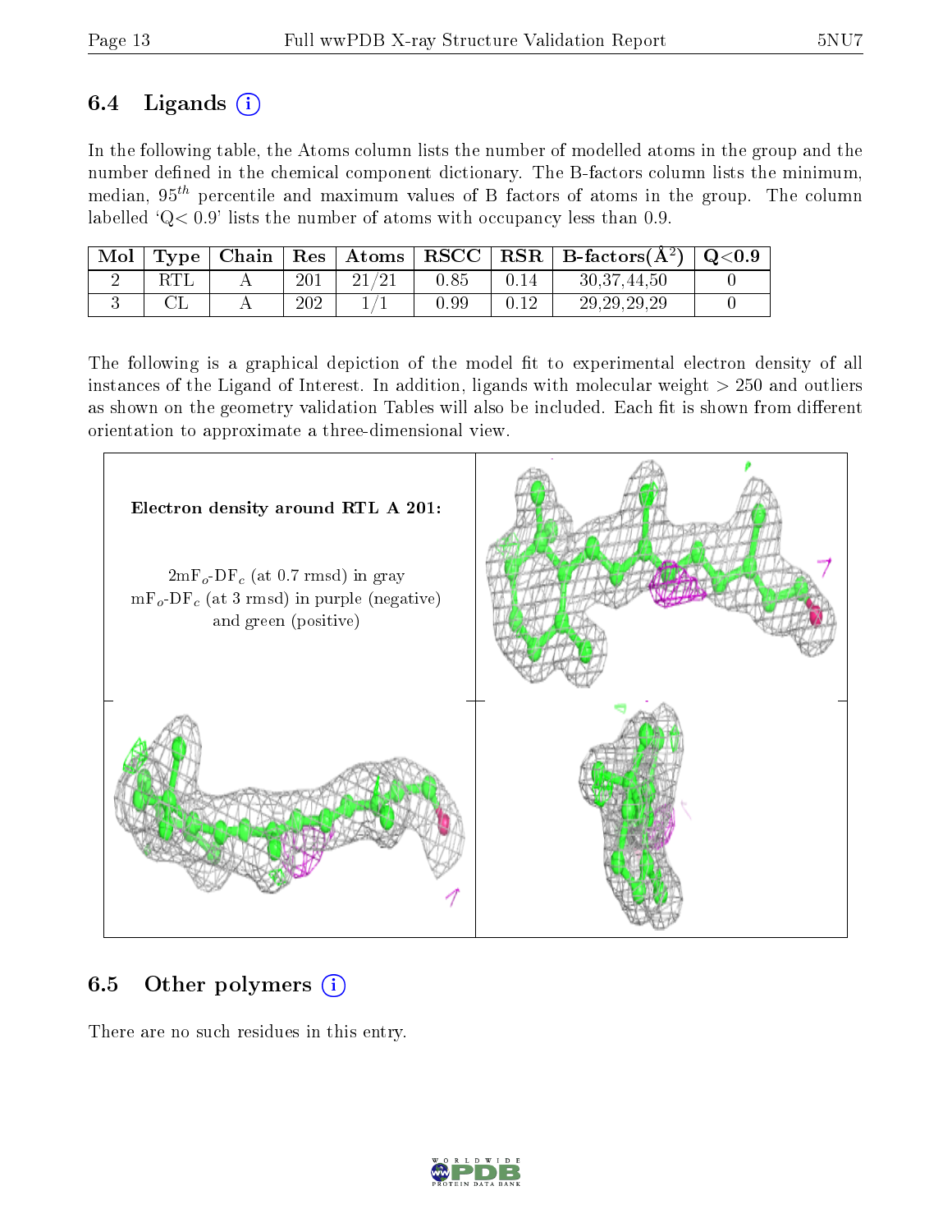## 6.4 Ligands ⓘ

In the following table, the Atoms column lists the number of modelled atoms in the group and the number defined in the chemical component dictionary. The B-factors column lists the minimum, median, $95^{th}$ percentile and maximum values of B factors of atoms in the group. The column labelled 'Q< 0.9' lists the number of atoms with occupancy less than 0.9.

| Mol | Type | Chain | Res | Atoms | RSCC | RSR | B-factors($\AA^2$) | Q<0.9 |
|---|---|---|---|---|---|---|---|---|
| 2 | RTL | A | 201 | 21/21 | 0.85 | 0.14 | 30,37,44,50 | 0 |
| 3 | CL | A | 202 | 1/1 | 0.99 | 0.12 | 29,29,29,29 | 0 |

The following is a graphical depiction of the model fit to experimental electron density of all instances of the Ligand of Interest. In addition, ligands with molecular weight > 250 and outliers as shown on the geometry validation Tables will also be included. Each fit is shown from different orientation to approximate a three-dimensional view.

**Electron density around RTL A 201:**

$2mF_o$-$DF_c$ (at 0.7 rmsd) in gray
$mF_o$-$DF_c$ (at 3 rmsd) in purple (negative)
and green (positive)

## 6.5 Other polymers ⓘ

There are no such residues in this entry.